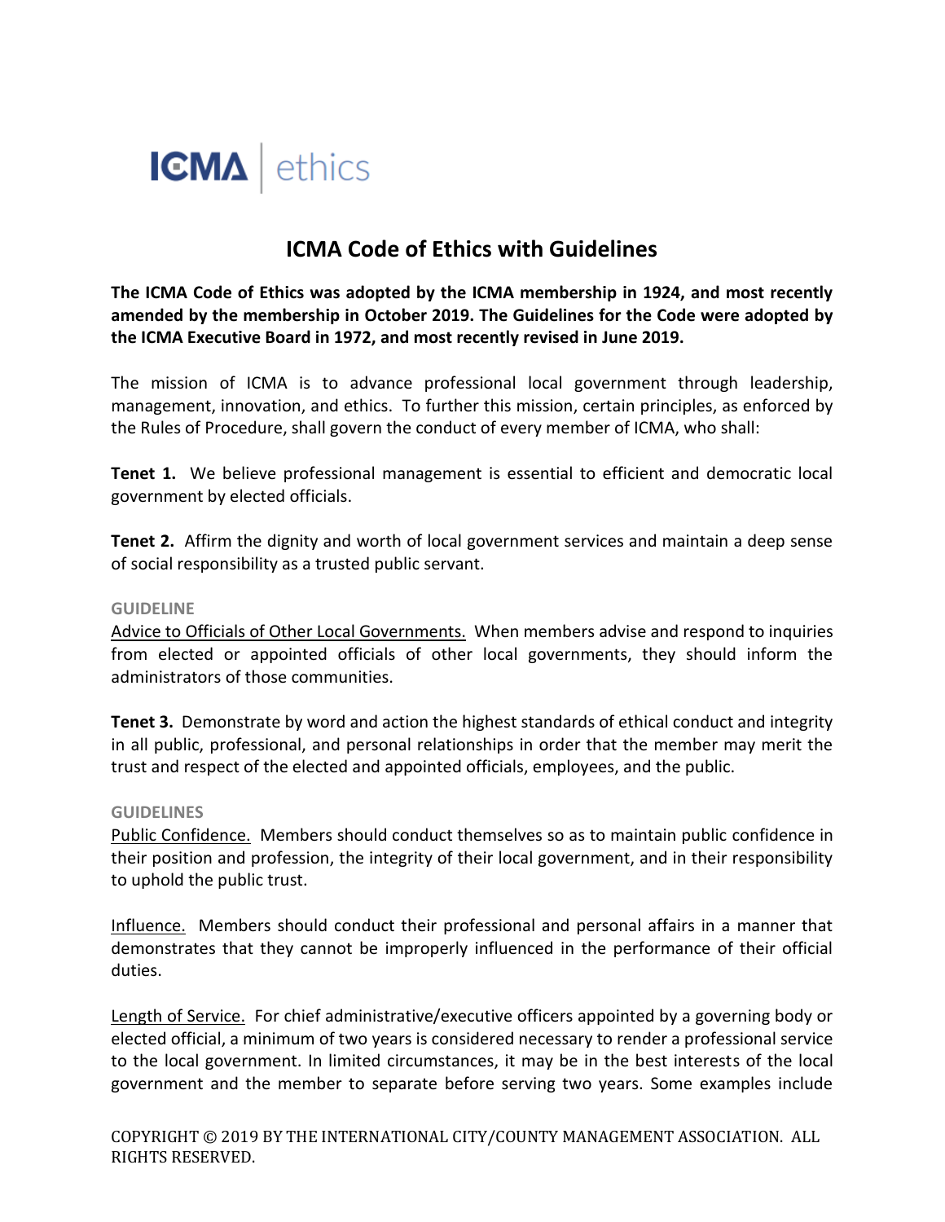ICMA | ethics

# ICMA Code of Ethics with Guidelines

**The ICMA Code of Ethics was adopted by the ICMA membership in 1924, and most recently amended by the membership in October 2019. The Guidelines for the Code were adopted by the ICMA Executive Board in 1972, and most recently revised in June 2019.**

The mission of ICMA is to advance professional local government through leadership, management, innovation, and ethics. To further this mission, certain principles, as enforced by the Rules of Procedure, shall govern the conduct of every member of ICMA, who shall:

**Tenet 1.** We believe professional management is essential to efficient and democratic local government by elected officials.

**Tenet 2.** Affirm the dignity and worth of local government services and maintain a deep sense of social responsibility as a trusted public servant.

#### GUIDELINE

<u>Advice to Officials of Other Local Governments.</u> When members advise and respond to inquiries from elected or appointed officials of other local governments, they should inform the administrators of those communities.

**Tenet 3.** Demonstrate by word and action the highest standards of ethical conduct and integrity in all public, professional, and personal relationships in order that the member may merit the trust and respect of the elected and appointed officials, employees, and the public.

#### GUIDELINES

<u>Public Confidence.</u> Members should conduct themselves so as to maintain public confidence in their position and profession, the integrity of their local government, and in their responsibility to uphold the public trust.

<u>Influence.</u> Members should conduct their professional and personal affairs in a manner that demonstrates that they cannot be improperly influenced in the performance of their official duties.

<u>Length of Service.</u> For chief administrative/executive officers appointed by a governing body or elected official, a minimum of two years is considered necessary to render a professional service to the local government. In limited circumstances, it may be in the best interests of the local government and the member to separate before serving two years. Some examples include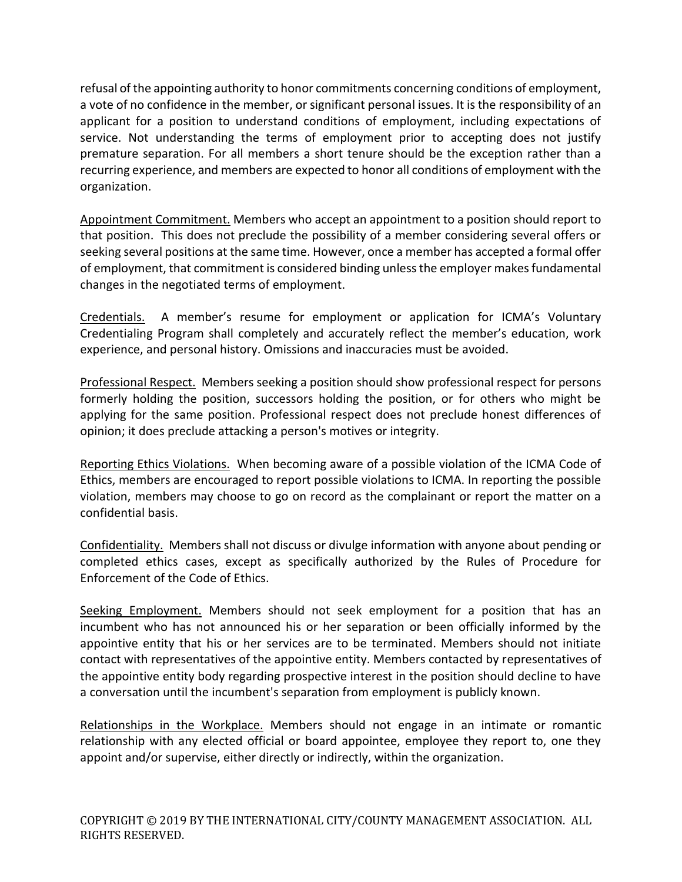refusal of the appointing authority to honor commitments concerning conditions of employment, a vote of no confidence in the member, or significant personal issues. It is the responsibility of an applicant for a position to understand conditions of employment, including expectations of service. Not understanding the terms of employment prior to accepting does not justify premature separation. For all members a short tenure should be the exception rather than a recurring experience, and members are expected to honor all conditions of employment with the organization.

<u>Appointment Commitment.</u> Members who accept an appointment to a position should report to that position. This does not preclude the possibility of a member considering several offers or seeking several positions at the same time. However, once a member has accepted a formal offer of employment, that commitment is considered binding unless the employer makes fundamental changes in the negotiated terms of employment.

<u>Credentials.</u> A member's resume for employment or application for ICMA's Voluntary Credentialing Program shall completely and accurately reflect the member's education, work experience, and personal history. Omissions and inaccuracies must be avoided.

<u>Professional Respect.</u> Members seeking a position should show professional respect for persons formerly holding the position, successors holding the position, or for others who might be applying for the same position. Professional respect does not preclude honest differences of opinion; it does preclude attacking a person's motives or integrity.

<u>Reporting Ethics Violations.</u> When becoming aware of a possible violation of the ICMA Code of Ethics, members are encouraged to report possible violations to ICMA. In reporting the possible violation, members may choose to go on record as the complainant or report the matter on a confidential basis.

<u>Confidentiality.</u> Members shall not discuss or divulge information with anyone about pending or completed ethics cases, except as specifically authorized by the Rules of Procedure for Enforcement of the Code of Ethics.

<u>Seeking Employment.</u> Members should not seek employment for a position that has an incumbent who has not announced his or her separation or been officially informed by the appointive entity that his or her services are to be terminated. Members should not initiate contact with representatives of the appointive entity. Members contacted by representatives of the appointive entity body regarding prospective interest in the position should decline to have a conversation until the incumbent's separation from employment is publicly known.

<u>Relationships in the Workplace.</u> Members should not engage in an intimate or romantic relationship with any elected official or board appointee, employee they report to, one they appoint and/or supervise, either directly or indirectly, within the organization.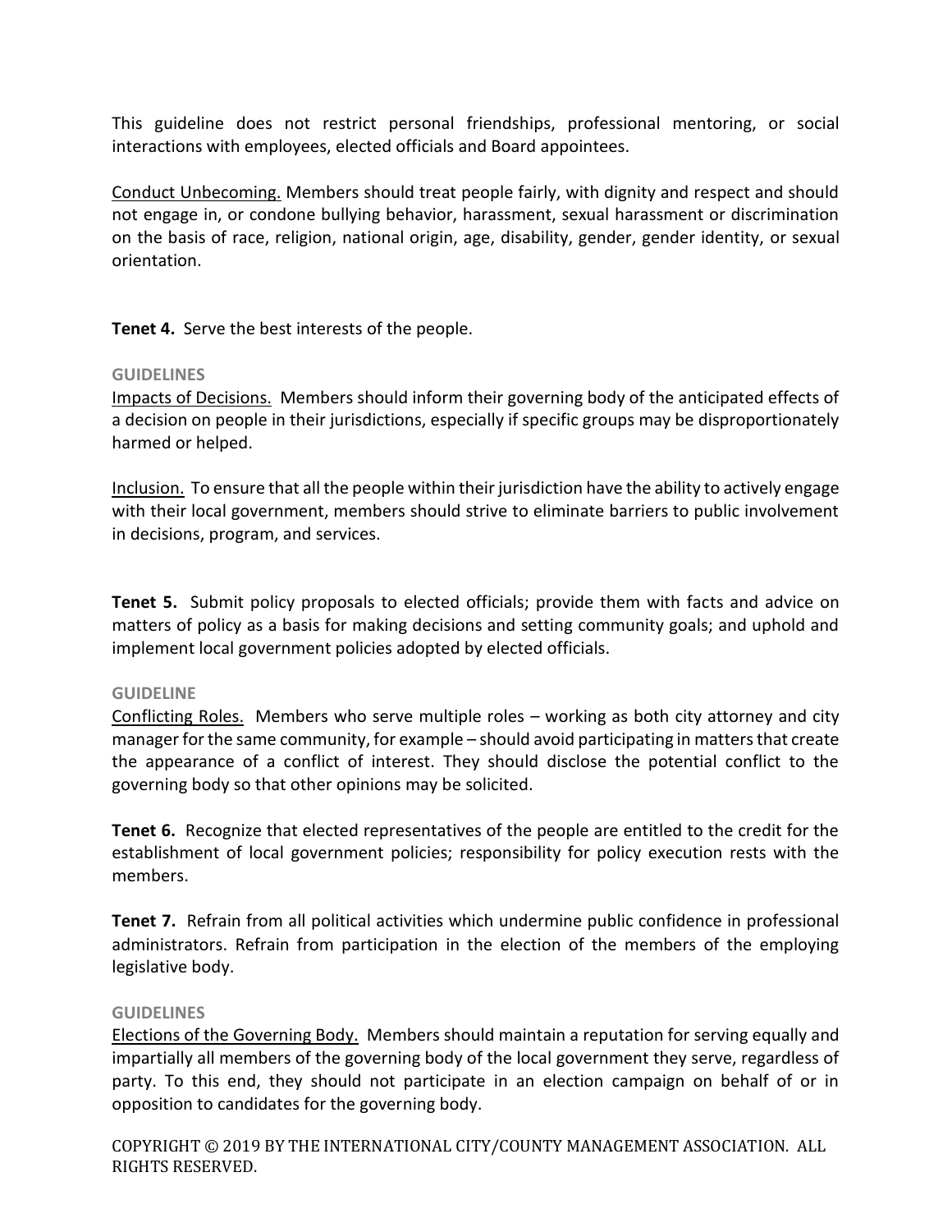This guideline does not restrict personal friendships, professional mentoring, or social interactions with employees, elected officials and Board appointees.

<u>Conduct Unbecoming.</u> Members should treat people fairly, with dignity and respect and should not engage in, or condone bullying behavior, harassment, sexual harassment or discrimination on the basis of race, religion, national origin, age, disability, gender, gender identity, or sexual orientation.

**Tenet 4.** Serve the best interests of the people.

**GUIDELINES**

<u>Impacts of Decisions.</u> Members should inform their governing body of the anticipated effects of a decision on people in their jurisdictions, especially if specific groups may be disproportionately harmed or helped.

<u>Inclusion.</u> To ensure that all the people within their jurisdiction have the ability to actively engage with their local government, members should strive to eliminate barriers to public involvement in decisions, program, and services.

**Tenet 5.** Submit policy proposals to elected officials; provide them with facts and advice on matters of policy as a basis for making decisions and setting community goals; and uphold and implement local government policies adopted by elected officials.

**GUIDELINE**

<u>Conflicting Roles.</u> Members who serve multiple roles – working as both city attorney and city manager for the same community, for example – should avoid participating in matters that create the appearance of a conflict of interest. They should disclose the potential conflict to the governing body so that other opinions may be solicited.

**Tenet 6.** Recognize that elected representatives of the people are entitled to the credit for the establishment of local government policies; responsibility for policy execution rests with the members.

**Tenet 7.** Refrain from all political activities which undermine public confidence in professional administrators. Refrain from participation in the election of the members of the employing legislative body.

**GUIDELINES**

<u>Elections of the Governing Body.</u> Members should maintain a reputation for serving equally and impartially all members of the governing body of the local government they serve, regardless of party. To this end, they should not participate in an election campaign on behalf of or in opposition to candidates for the governing body.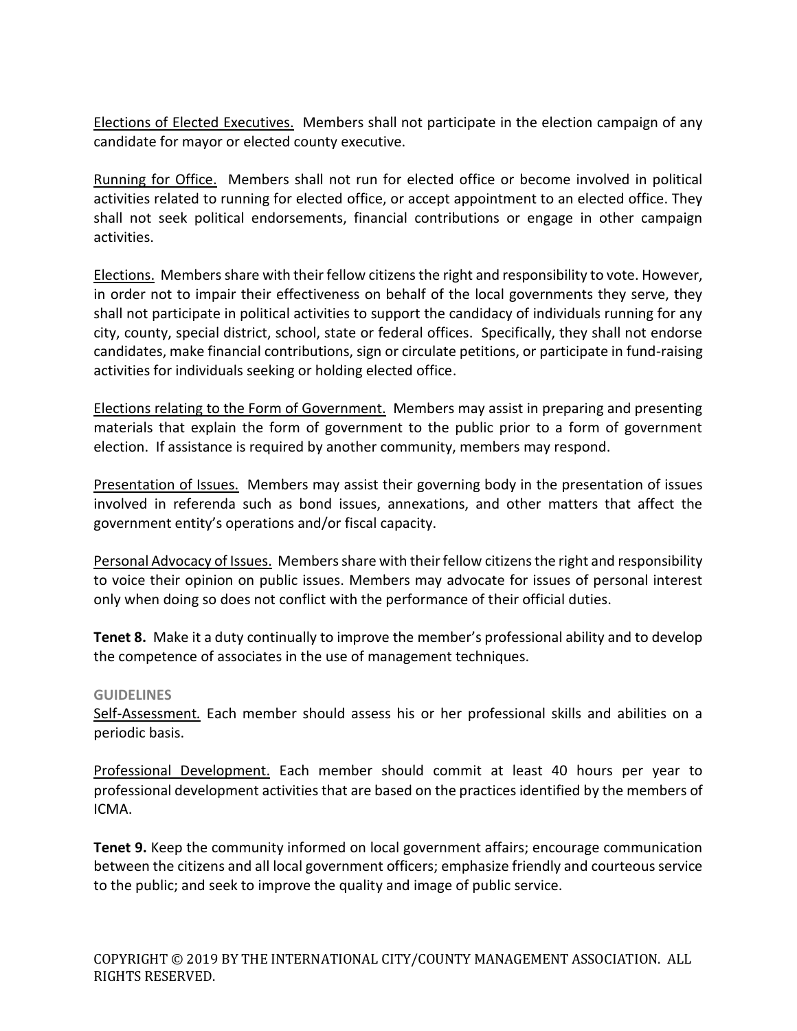Elections of Elected Executives. Members shall not participate in the election campaign of any candidate for mayor or elected county executive.

Running for Office. Members shall not run for elected office or become involved in political activities related to running for elected office, or accept appointment to an elected office. They shall not seek political endorsements, financial contributions or engage in other campaign activities.

Elections. Members share with their fellow citizens the right and responsibility to vote. However, in order not to impair their effectiveness on behalf of the local governments they serve, they shall not participate in political activities to support the candidacy of individuals running for any city, county, special district, school, state or federal offices. Specifically, they shall not endorse candidates, make financial contributions, sign or circulate petitions, or participate in fund-raising activities for individuals seeking or holding elected office.

Elections relating to the Form of Government. Members may assist in preparing and presenting materials that explain the form of government to the public prior to a form of government election. If assistance is required by another community, members may respond.

Presentation of Issues. Members may assist their governing body in the presentation of issues involved in referenda such as bond issues, annexations, and other matters that affect the government entity's operations and/or fiscal capacity.

Personal Advocacy of Issues. Members share with their fellow citizens the right and responsibility to voice their opinion on public issues. Members may advocate for issues of personal interest only when doing so does not conflict with the performance of their official duties.

**Tenet 8.** Make it a duty continually to improve the member's professional ability and to develop the competence of associates in the use of management techniques.

GUIDELINES

Self-Assessment. Each member should assess his or her professional skills and abilities on a periodic basis.

Professional Development. Each member should commit at least 40 hours per year to professional development activities that are based on the practices identified by the members of ICMA.

**Tenet 9.** Keep the community informed on local government affairs; encourage communication between the citizens and all local government officers; emphasize friendly and courteous service to the public; and seek to improve the quality and image of public service.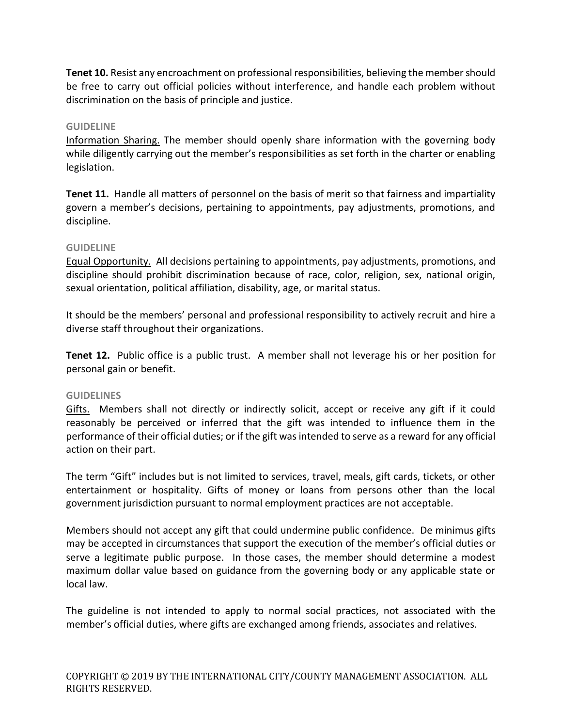**Tenet 10.** Resist any encroachment on professional responsibilities, believing the member should be free to carry out official policies without interference, and handle each problem without discrimination on the basis of principle and justice.

GUIDELINE

Information Sharing. The member should openly share information with the governing body while diligently carrying out the member's responsibilities as set forth in the charter or enabling legislation.

**Tenet 11.** Handle all matters of personnel on the basis of merit so that fairness and impartiality govern a member's decisions, pertaining to appointments, pay adjustments, promotions, and discipline.

GUIDELINE

Equal Opportunity. All decisions pertaining to appointments, pay adjustments, promotions, and discipline should prohibit discrimination because of race, color, religion, sex, national origin, sexual orientation, political affiliation, disability, age, or marital status.

It should be the members' personal and professional responsibility to actively recruit and hire a diverse staff throughout their organizations.

**Tenet 12.** Public office is a public trust. A member shall not leverage his or her position for personal gain or benefit.

GUIDELINES

Gifts. Members shall not directly or indirectly solicit, accept or receive any gift if it could reasonably be perceived or inferred that the gift was intended to influence them in the performance of their official duties; or if the gift was intended to serve as a reward for any official action on their part.

The term "Gift" includes but is not limited to services, travel, meals, gift cards, tickets, or other entertainment or hospitality. Gifts of money or loans from persons other than the local government jurisdiction pursuant to normal employment practices are not acceptable.

Members should not accept any gift that could undermine public confidence. De minimus gifts may be accepted in circumstances that support the execution of the member's official duties or serve a legitimate public purpose. In those cases, the member should determine a modest maximum dollar value based on guidance from the governing body or any applicable state or local law.

The guideline is not intended to apply to normal social practices, not associated with the member's official duties, where gifts are exchanged among friends, associates and relatives.

COPYRIGHT © 2019 BY THE INTERNATIONAL CITY/COUNTY MANAGEMENT ASSOCIATION. ALL RIGHTS RESERVED.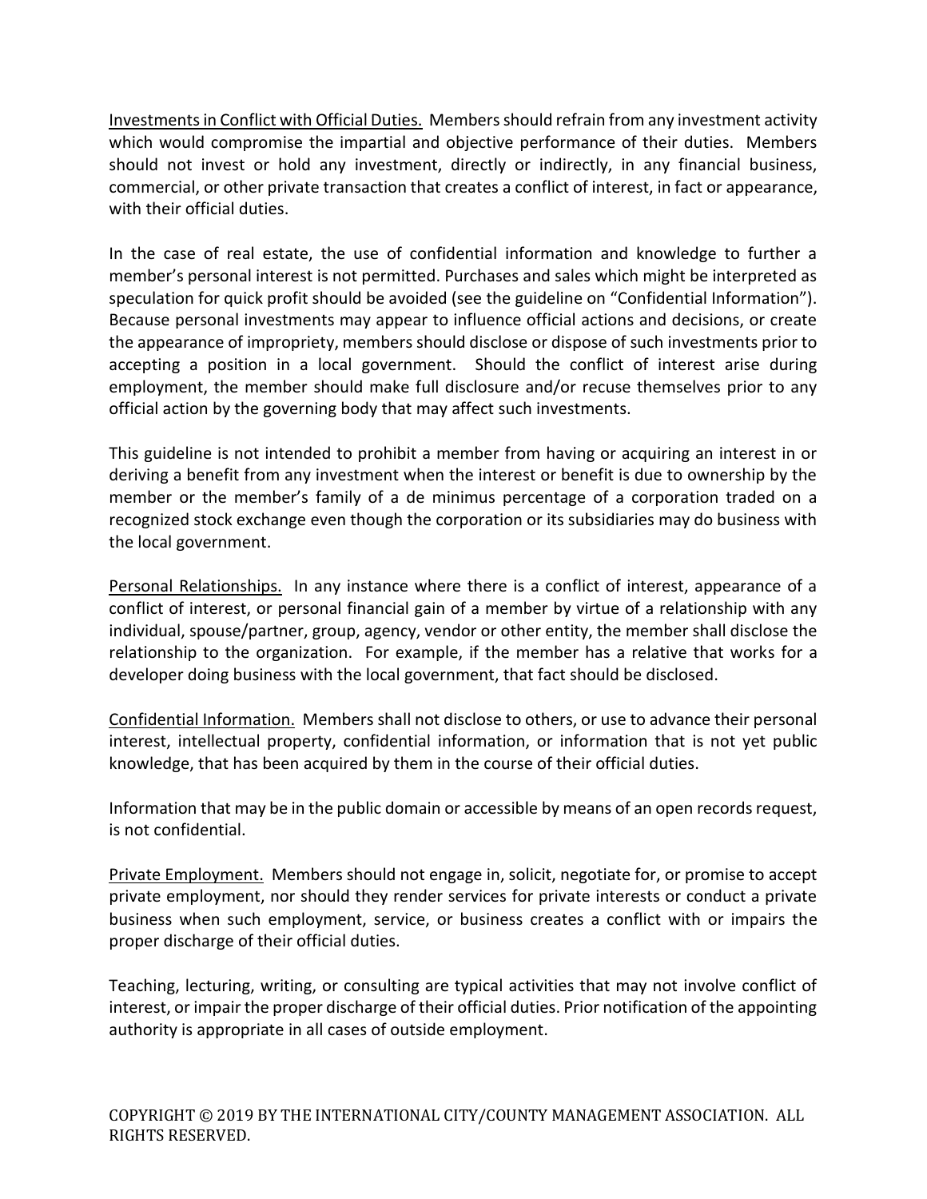Investments in Conflict with Official Duties. Members should refrain from any investment activity which would compromise the impartial and objective performance of their duties. Members should not invest or hold any investment, directly or indirectly, in any financial business, commercial, or other private transaction that creates a conflict of interest, in fact or appearance, with their official duties.

In the case of real estate, the use of confidential information and knowledge to further a member's personal interest is not permitted. Purchases and sales which might be interpreted as speculation for quick profit should be avoided (see the guideline on "Confidential Information"). Because personal investments may appear to influence official actions and decisions, or create the appearance of impropriety, members should disclose or dispose of such investments prior to accepting a position in a local government. Should the conflict of interest arise during employment, the member should make full disclosure and/or recuse themselves prior to any official action by the governing body that may affect such investments.

This guideline is not intended to prohibit a member from having or acquiring an interest in or deriving a benefit from any investment when the interest or benefit is due to ownership by the member or the member's family of a de minimus percentage of a corporation traded on a recognized stock exchange even though the corporation or its subsidiaries may do business with the local government.

Personal Relationships. In any instance where there is a conflict of interest, appearance of a conflict of interest, or personal financial gain of a member by virtue of a relationship with any individual, spouse/partner, group, agency, vendor or other entity, the member shall disclose the relationship to the organization. For example, if the member has a relative that works for a developer doing business with the local government, that fact should be disclosed.

Confidential Information. Members shall not disclose to others, or use to advance their personal interest, intellectual property, confidential information, or information that is not yet public knowledge, that has been acquired by them in the course of their official duties.

Information that may be in the public domain or accessible by means of an open records request, is not confidential.

Private Employment. Members should not engage in, solicit, negotiate for, or promise to accept private employment, nor should they render services for private interests or conduct a private business when such employment, service, or business creates a conflict with or impairs the proper discharge of their official duties.

Teaching, lecturing, writing, or consulting are typical activities that may not involve conflict of interest, or impair the proper discharge of their official duties. Prior notification of the appointing authority is appropriate in all cases of outside employment.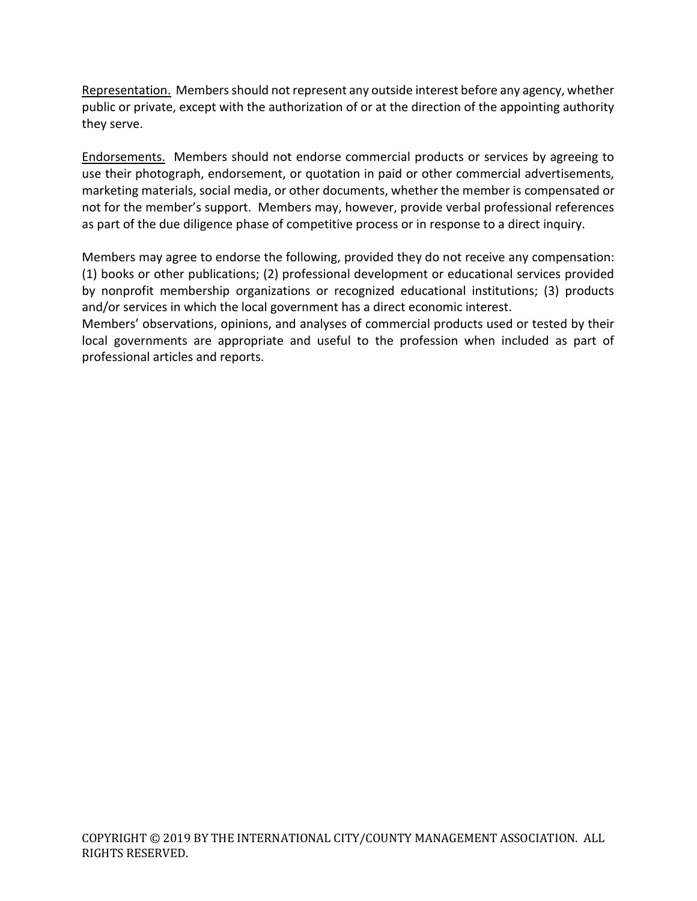Representation. Members should not represent any outside interest before any agency, whether public or private, except with the authorization of or at the direction of the appointing authority they serve.

Endorsements. Members should not endorse commercial products or services by agreeing to use their photograph, endorsement, or quotation in paid or other commercial advertisements, marketing materials, social media, or other documents, whether the member is compensated or not for the member's support. Members may, however, provide verbal professional references as part of the due diligence phase of competitive process or in response to a direct inquiry.

Members may agree to endorse the following, provided they do not receive any compensation: (1) books or other publications; (2) professional development or educational services provided by nonprofit membership organizations or recognized educational institutions; (3) products and/or services in which the local government has a direct economic interest.

Members' observations, opinions, and analyses of commercial products used or tested by their local governments are appropriate and useful to the profession when included as part of professional articles and reports.

COPYRIGHT © 2019 BY THE INTERNATIONAL CITY/COUNTY MANAGEMENT ASSOCIATION. ALL RIGHTS RESERVED.